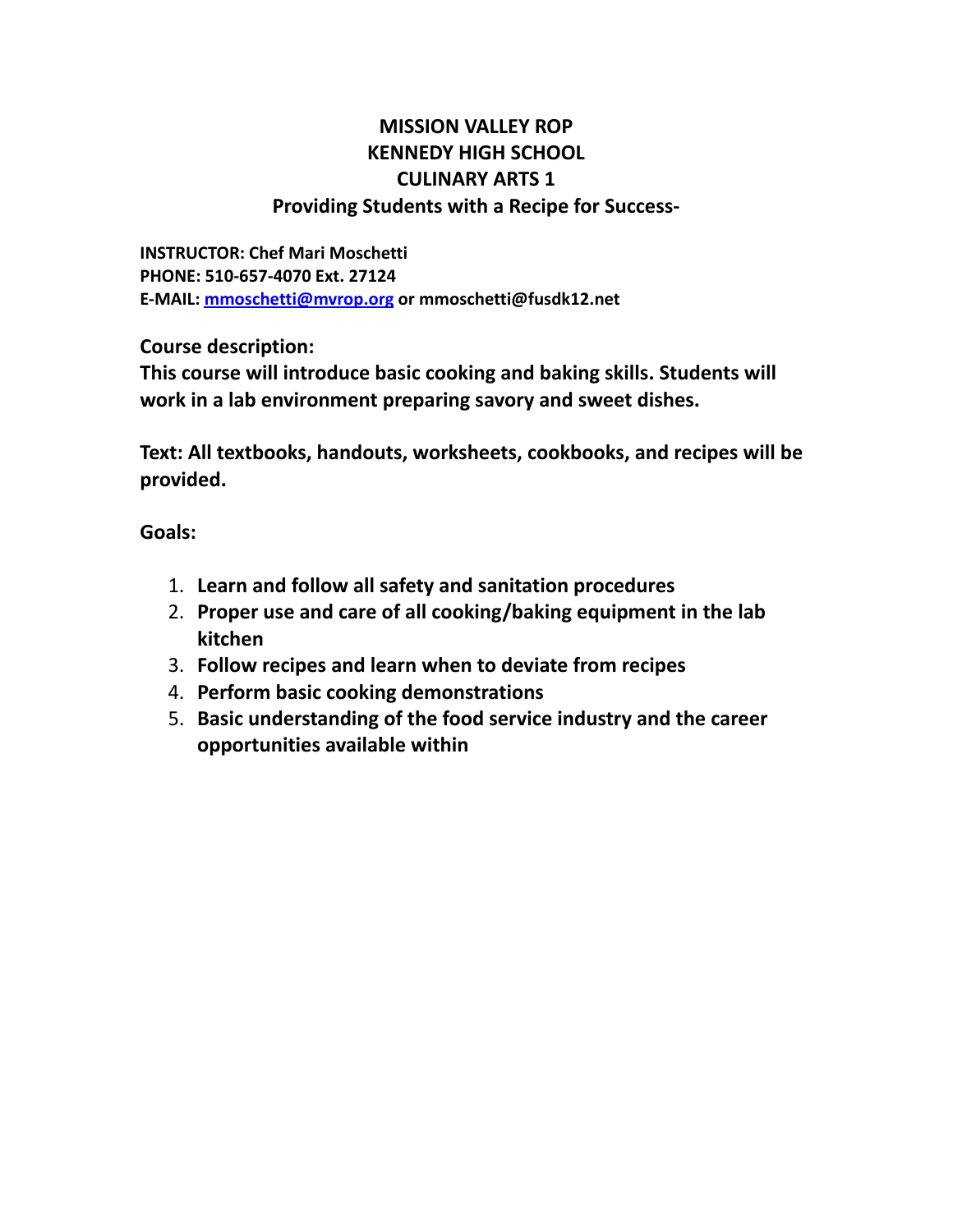# MISSION VALLEY ROP
# KENNEDY HIGH SCHOOL
# CULINARY ARTS 1
## Providing Students with a Recipe for Success-

**INSTRUCTOR: Chef Mari Moschetti**
**PHONE: 510-657-4070 Ext. 27124**
**E-MAIL: mmoschetti@mvrop.org or mmoschetti@fusdk12.net**

**Course description:**
**This course will introduce basic cooking and baking skills. Students will work in a lab environment preparing savory and sweet dishes.**

**Text: All textbooks, handouts, worksheets, cookbooks, and recipes will be provided.**

**Goals:**

1. **Learn and follow all safety and sanitation procedures**
2. **Proper use and care of all cooking/baking equipment in the lab kitchen**
3. **Follow recipes and learn when to deviate from recipes**
4. **Perform basic cooking demonstrations**
5. **Basic understanding of the food service industry and the career opportunities available within**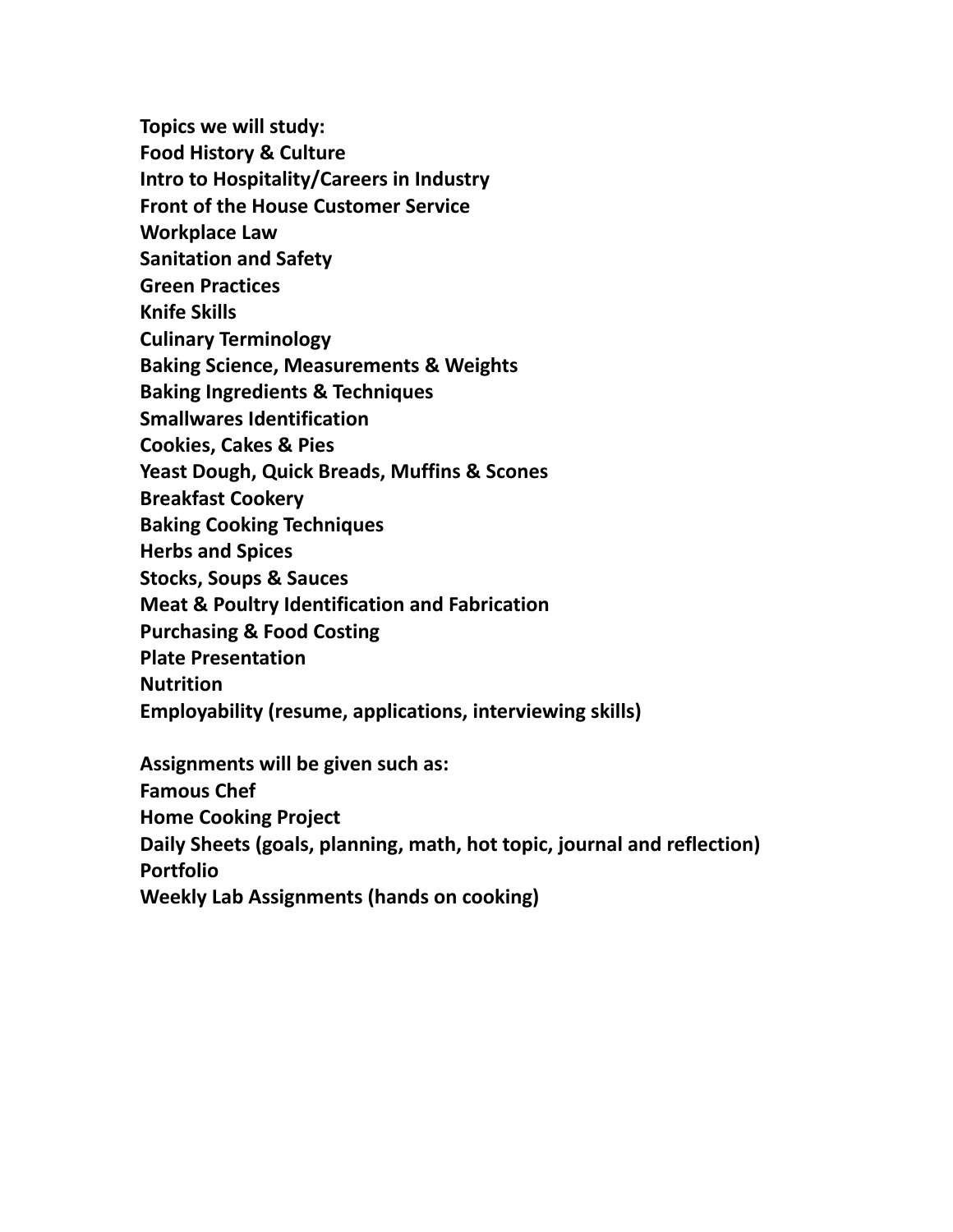**Topics we will study:**

**Food History & Culture**
**Intro to Hospitality/Careers in Industry**
**Front of the House Customer Service**
**Workplace Law**
**Sanitation and Safety**
**Green Practices**
**Knife Skills**
**Culinary Terminology**
**Baking Science, Measurements & Weights**
**Baking Ingredients & Techniques**
**Smallwares Identification**
**Cookies, Cakes & Pies**
**Yeast Dough, Quick Breads, Muffins & Scones**
**Breakfast Cookery**
**Baking Cooking Techniques**
**Herbs and Spices**
**Stocks, Soups & Sauces**
**Meat & Poultry Identification and Fabrication**
**Purchasing & Food Costing**
**Plate Presentation**
**Nutrition**
**Employability (resume, applications, interviewing skills)**

**Assignments will be given such as:**

**Famous Chef**
**Home Cooking Project**
**Daily Sheets (goals, planning, math, hot topic, journal and reflection)**
**Portfolio**
**Weekly Lab Assignments (hands on cooking)**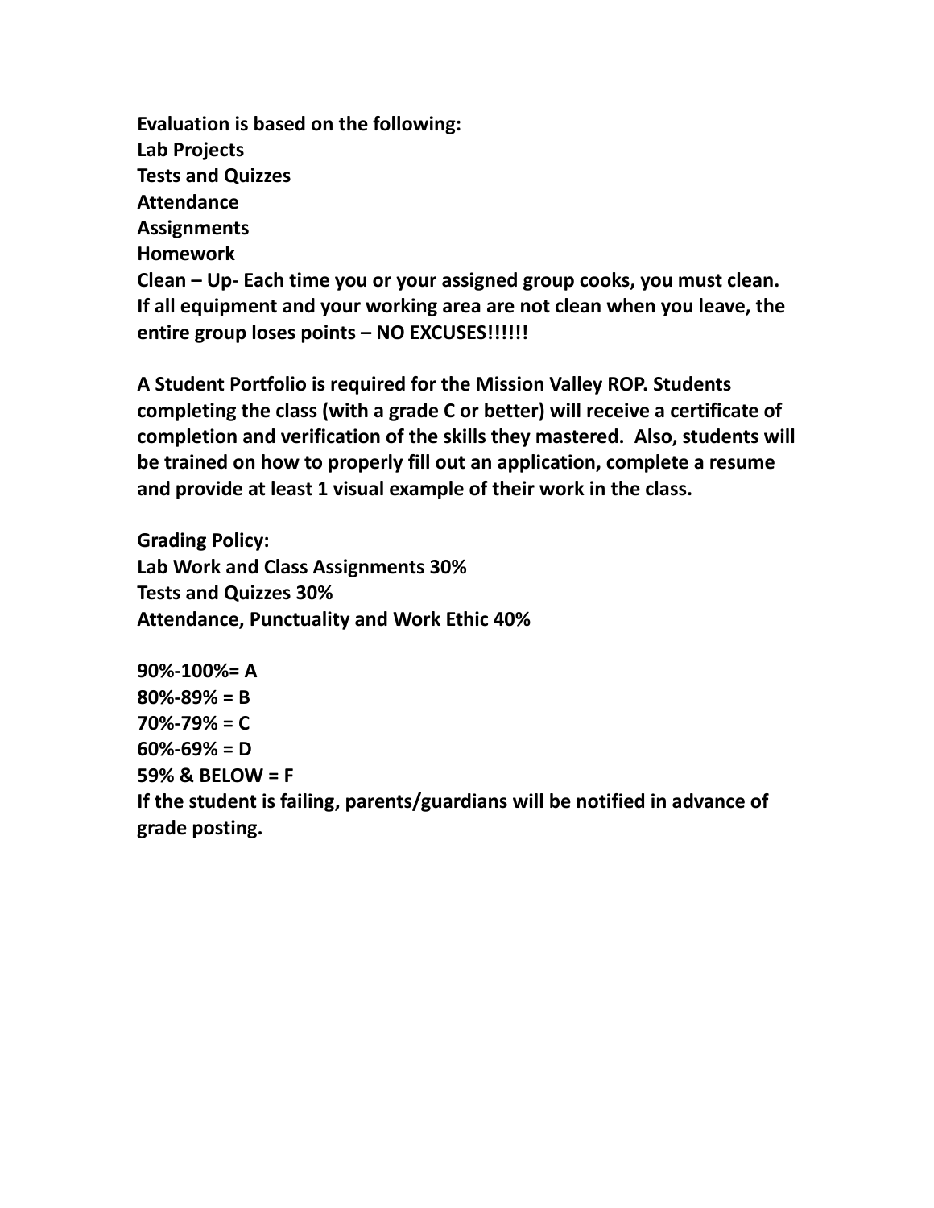**Evaluation is based on the following:**
**Lab Projects**
**Tests and Quizzes**
**Attendance**
**Assignments**
**Homework**
**Clean – Up- Each time you or your assigned group cooks, you must clean. If all equipment and your working area are not clean when you leave, the entire group loses points – NO EXCUSES!!!!!!**

**A Student Portfolio is required for the Mission Valley ROP. Students completing the class (with a grade C or better) will receive a certificate of completion and verification of the skills they mastered. Also, students will be trained on how to properly fill out an application, complete a resume and provide at least 1 visual example of their work in the class.**

**Grading Policy:**
**Lab Work and Class Assignments 30%**
**Tests and Quizzes 30%**
**Attendance, Punctuality and Work Ethic 40%**

**90%-100%= A**
**80%-89% = B**
**70%-79% = C**
**60%-69% = D**
**59% & BELOW = F**
**If the student is failing, parents/guardians will be notified in advance of grade posting.**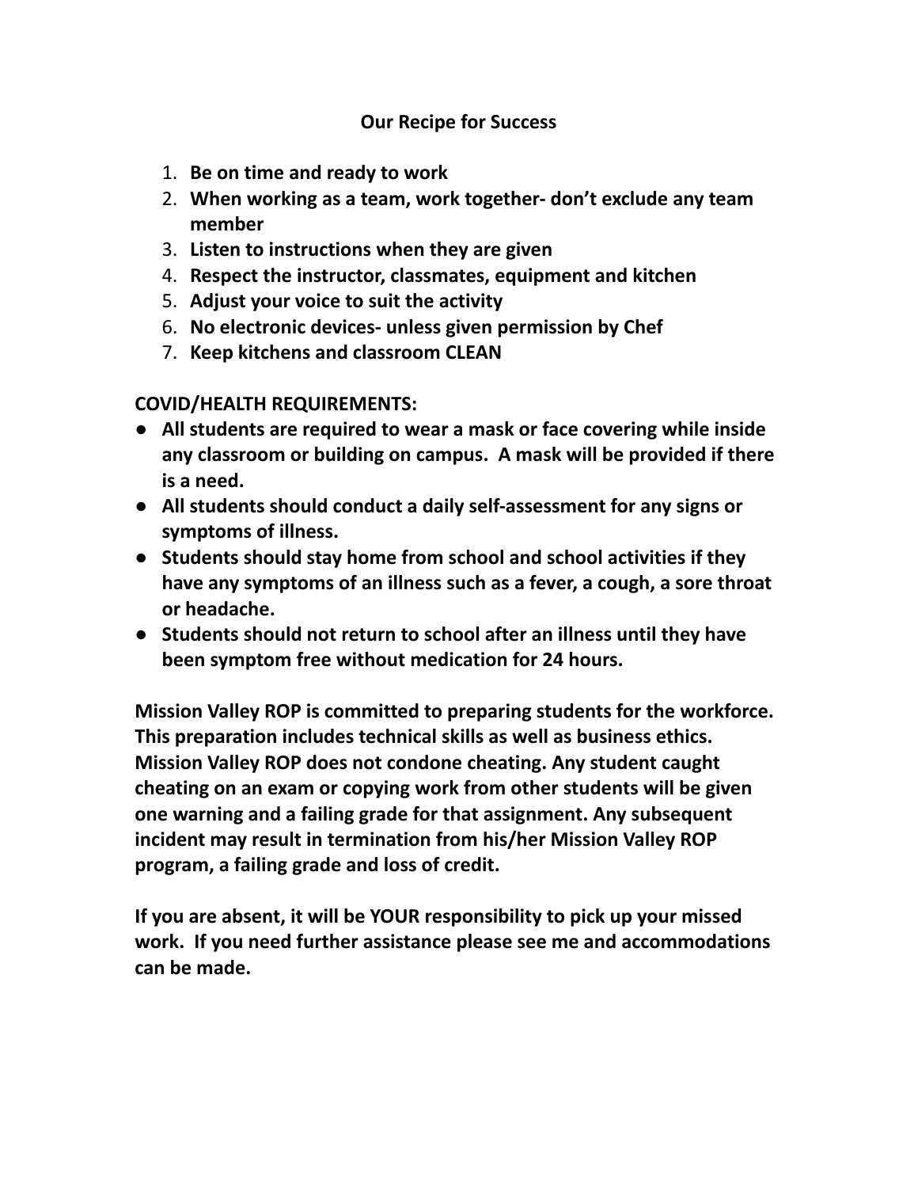## Our Recipe for Success

1. **Be on time and ready to work**
2. **When working as a team, work together- don't exclude any team member**
3. **Listen to instructions when they are given**
4. **Respect the instructor, classmates, equipment and kitchen**
5. **Adjust your voice to suit the activity**
6. **No electronic devices- unless given permission by Chef**
7. **Keep kitchens and classroom CLEAN**

**COVID/HEALTH REQUIREMENTS:**

- **All students are required to wear a mask or face covering while inside any classroom or building on campus. A mask will be provided if there is a need.**
- **All students should conduct a daily self-assessment for any signs or symptoms of illness.**
- **Students should stay home from school and school activities if they have any symptoms of an illness such as a fever, a cough, a sore throat or headache.**
- **Students should not return to school after an illness until they have been symptom free without medication for 24 hours.**

**Mission Valley ROP is committed to preparing students for the workforce. This preparation includes technical skills as well as business ethics. Mission Valley ROP does not condone cheating. Any student caught cheating on an exam or copying work from other students will be given one warning and a failing grade for that assignment. Any subsequent incident may result in termination from his/her Mission Valley ROP program, a failing grade and loss of credit.**

**If you are absent, it will be YOUR responsibility to pick up your missed work. If you need further assistance please see me and accommodations can be made.**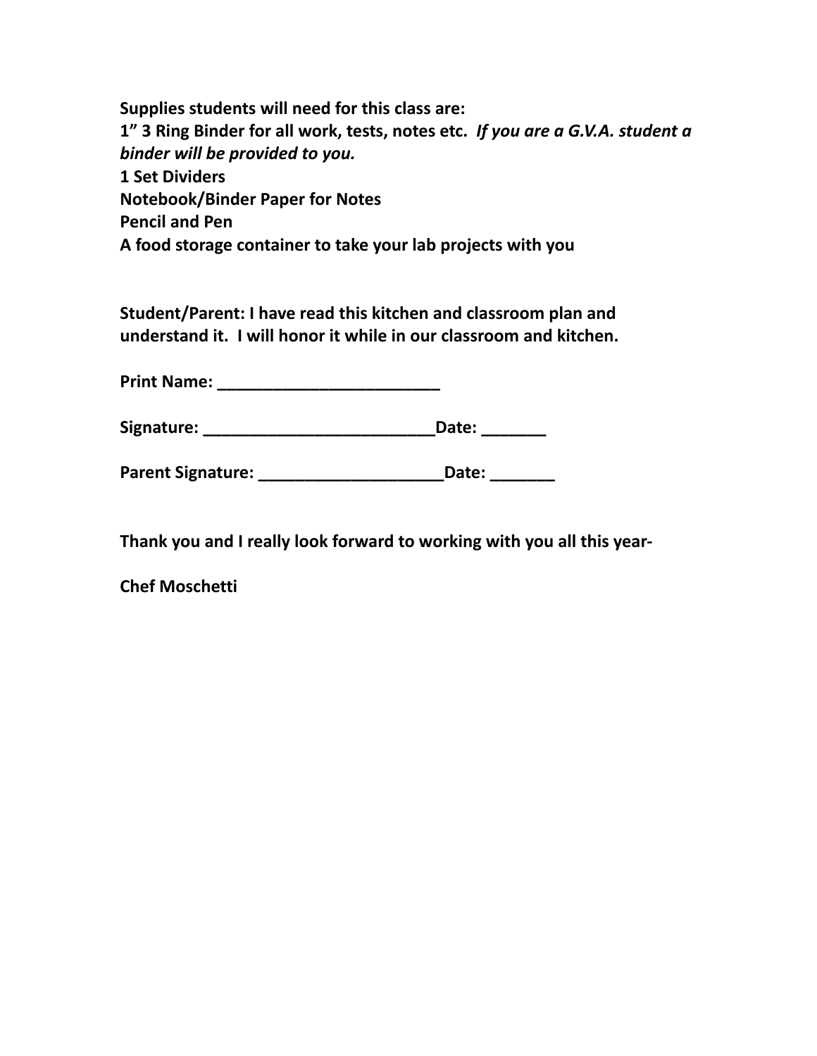**Supplies students will need for this class are:**
**1" 3 Ring Binder for all work, tests, notes etc.** ***If you are a G.V.A. student a binder will be provided to you.***
**1 Set Dividers**
**Notebook/Binder Paper for Notes**
**Pencil and Pen**
**A food storage container to take your lab projects with you**

**Student/Parent: I have read this kitchen and classroom plan and understand it. I will honor it while in our classroom and kitchen.**

**Print Name: ________________________**

**Signature: _________________________Date: _______**

**Parent Signature: ____________________Date: _______**

**Thank you and I really look forward to working with you all this year-**

**Chef Moschetti**